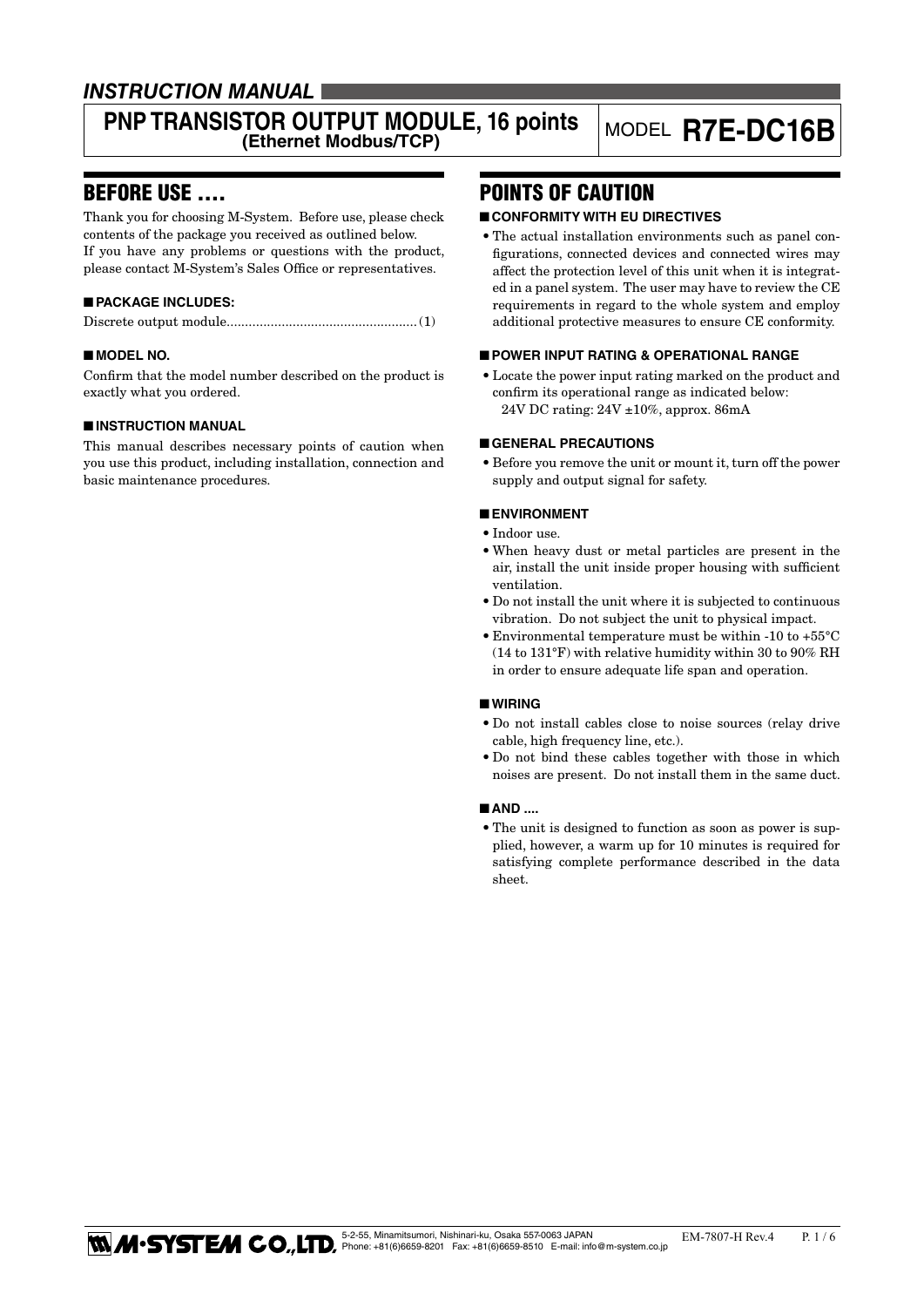*INSTRUCTION MANUAL*

# PNP TRANSISTOR OUTPUT MODULE, 16 points (Ethernet Modbus/TCP)

MODEL **R7E-DC16B**

## BEFORE USE ....

Thank you for choosing M-System. Before use, please check contents of the package you received as outlined below.
If you have any problems or questions with the product, please contact M-System's Sales Office or representatives.

### ■ PACKAGE INCLUDES:

Discrete output module....................................................(1)

### ■ MODEL NO.

Confirm that the model number described on the product is exactly what you ordered.

### ■ INSTRUCTION MANUAL

This manual describes necessary points of caution when you use this product, including installation, connection and basic maintenance procedures.

## POINTS OF CAUTION

### ■ CONFORMITY WITH EU DIRECTIVES

- The actual installation environments such as panel configurations, connected devices and connected wires may affect the protection level of this unit when it is integrated in a panel system. The user may have to review the CE requirements in regard to the whole system and employ additional protective measures to ensure CE conformity.

### ■ POWER INPUT RATING & OPERATIONAL RANGE

- Locate the power input rating marked on the product and confirm its operational range as indicated below:
  24V DC rating: 24V ±10%, approx. 86mA

### ■ GENERAL PRECAUTIONS

- Before you remove the unit or mount it, turn off the power supply and output signal for safety.

### ■ ENVIRONMENT

- Indoor use.
- When heavy dust or metal particles are present in the air, install the unit inside proper housing with sufficient ventilation.
- Do not install the unit where it is subjected to continuous vibration. Do not subject the unit to physical impact.
- Environmental temperature must be within -10 to +55°C (14 to 131°F) with relative humidity within 30 to 90% RH in order to ensure adequate life span and operation.

### ■ WIRING

- Do not install cables close to noise sources (relay drive cable, high frequency line, etc.).
- Do not bind these cables together with those in which noises are present. Do not install them in the same duct.

### ■ AND ....

- The unit is designed to function as soon as power is supplied, however, a warm up for 10 minutes is required for satisfying complete performance described in the data sheet.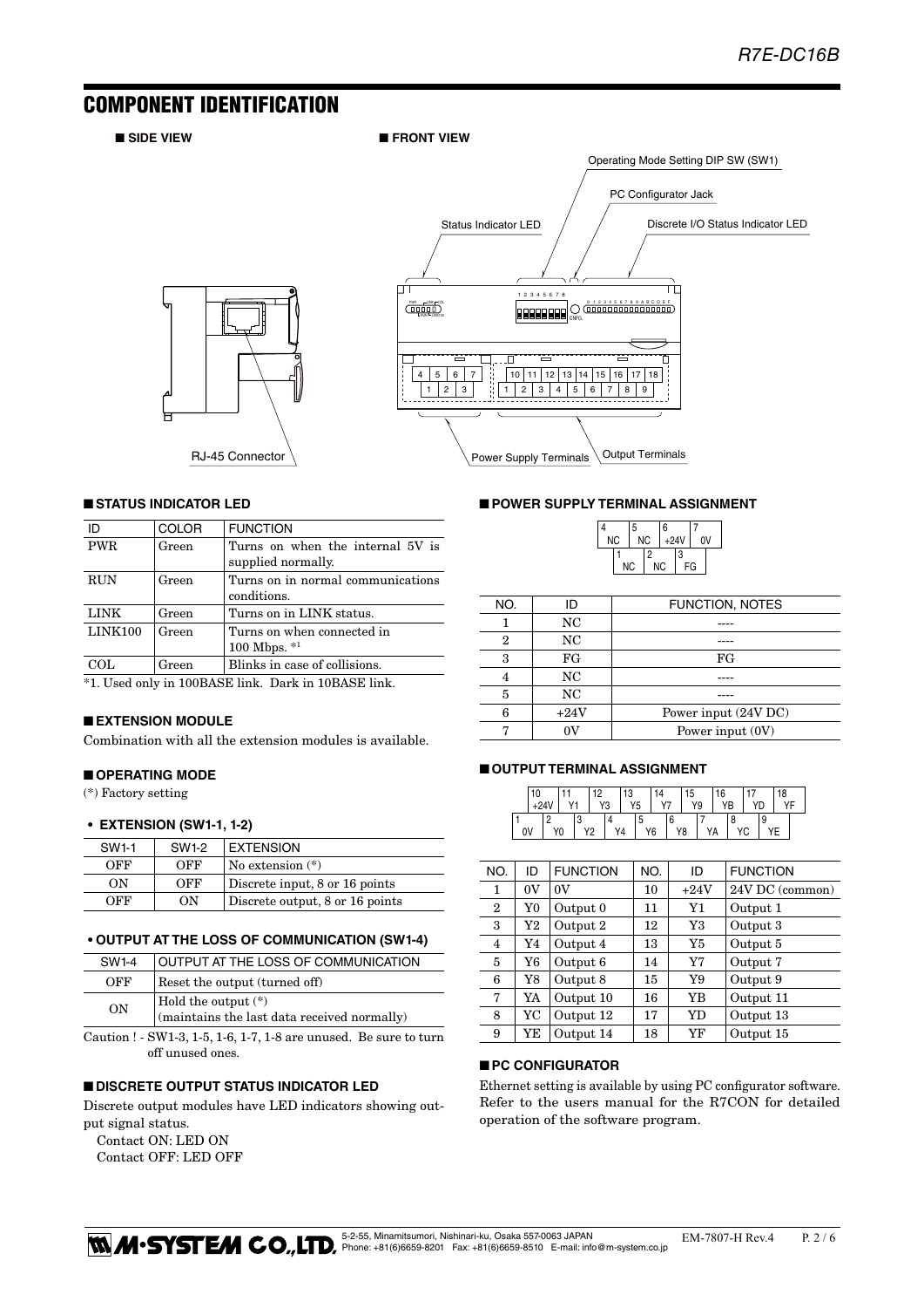# COMPONENT IDENTIFICATION

■ **SIDE VIEW**

■ **FRONT VIEW**

Operating Mode Setting DIP SW (SW1)

PC Configurator Jack

Status Indicator LED

Discrete I/O Status Indicator LED

RJ-45 Connector

Power Supply Terminals

Output Terminals

### ■ STATUS INDICATOR LED

| ID | COLOR | FUNCTION |
|---|---|---|
| PWR | Green | Turns on when the internal 5V is supplied normally. |
| RUN | Green | Turns on in normal communications conditions. |
| LINK | Green | Turns on in LINK status. |
| LINK100 | Green | Turns on when connected in 100 Mbps. *1 |
| COL | Green | Blinks in case of collisions. |

*1. Used only in 100BASE link. Dark in 10BASE link.

### ■ EXTENSION MODULE

Combination with all the extension modules is available.

### ■ OPERATING MODE

(*) Factory setting

#### • EXTENSION (SW1-1, 1-2)

| SW1-1 | SW1-2 | EXTENSION |
|---|---|---|
| OFF | OFF | No extension (*) |
| ON | OFF | Discrete input, 8 or 16 points |
| OFF | ON | Discrete output, 8 or 16 points |

#### • OUTPUT AT THE LOSS OF COMMUNICATION (SW1-4)

| SW1-4 | OUTPUT AT THE LOSS OF COMMUNICATION |
|---|---|
| OFF | Reset the output (turned off) |
| ON | Hold the output (*)<br>(maintains the last data received normally) |

Caution ! - SW1-3, 1-5, 1-6, 1-7, 1-8 are unused. Be sure to turn off unused ones.

### ■ DISCRETE OUTPUT STATUS INDICATOR LED

Discrete output modules have LED indicators showing output signal status.

Contact ON: LED ON
Contact OFF: LED OFF

### ■ POWER SUPPLY TERMINAL ASSIGNMENT

| NO. | ID | FUNCTION, NOTES |
|---|---|---|
| 1 | NC | ---- |
| 2 | NC | ---- |
| 3 | FG | FG |
| 4 | NC | ---- |
| 5 | NC | ---- |
| 6 | +24V | Power input (24V DC) |
| 7 | 0V | Power input (0V) |

### ■ OUTPUT TERMINAL ASSIGNMENT

| NO. | ID | FUNCTION | NO. | ID | FUNCTION |
|---|---|---|---|---|---|
| 1 | 0V | 0V | 10 | +24V | 24V DC (common) |
| 2 | Y0 | Output 0 | 11 | Y1 | Output 1 |
| 3 | Y2 | Output 2 | 12 | Y3 | Output 3 |
| 4 | Y4 | Output 4 | 13 | Y5 | Output 5 |
| 5 | Y6 | Output 6 | 14 | Y7 | Output 7 |
| 6 | Y8 | Output 8 | 15 | Y9 | Output 9 |
| 7 | YA | Output 10 | 16 | YB | Output 11 |
| 8 | YC | Output 12 | 17 | YD | Output 13 |
| 9 | YE | Output 14 | 18 | YF | Output 15 |

### ■ PC CONFIGURATOR

Ethernet setting is available by using PC configurator software. Refer to the users manual for the R7CON for detailed operation of the software program.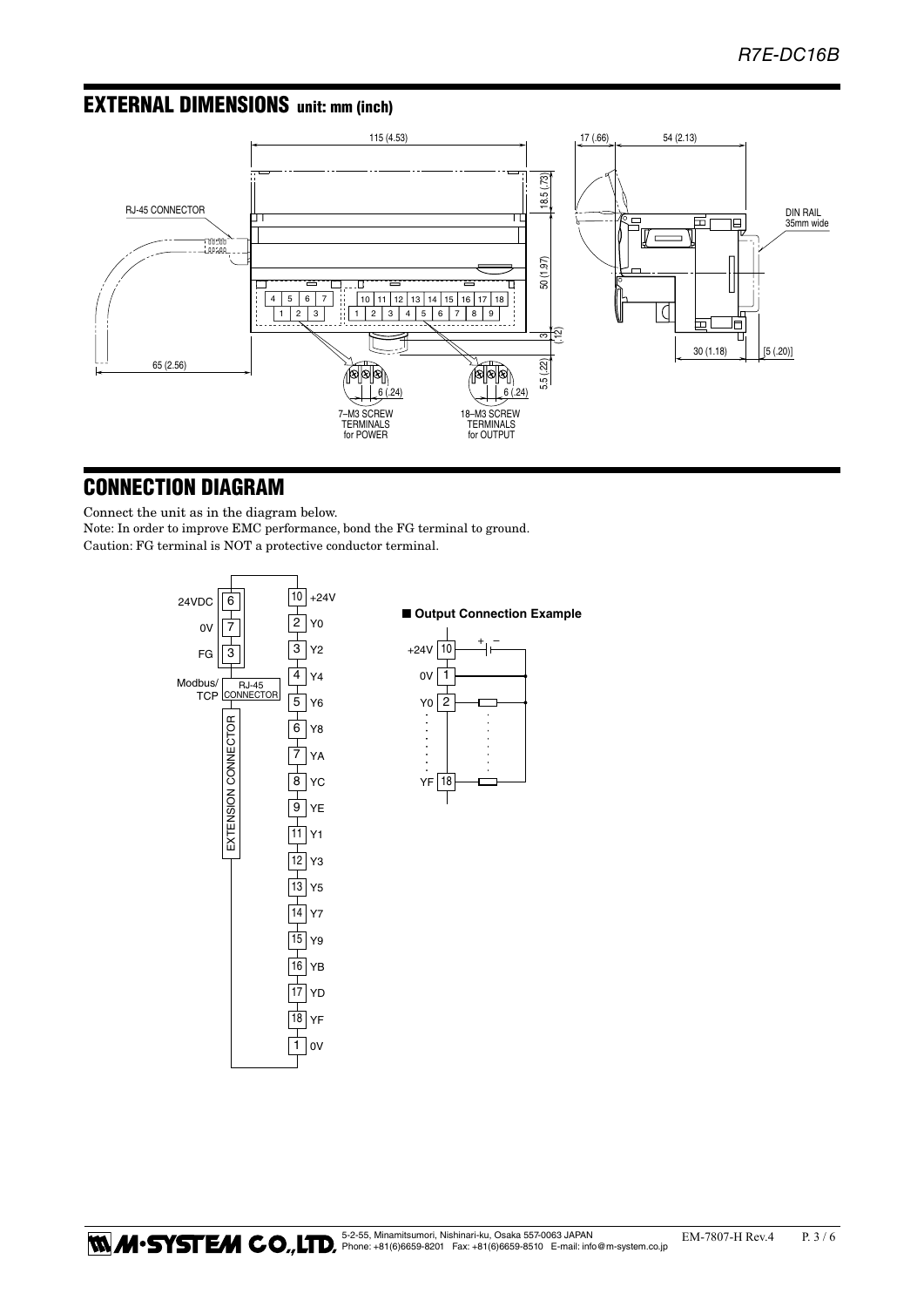## EXTERNAL DIMENSIONS unit: mm (inch)

## CONNECTION DIAGRAM

Connect the unit as in the diagram below.

Note: In order to improve EMC performance, bond the FG terminal to ground.

Caution: FG terminal is NOT a protective conductor terminal.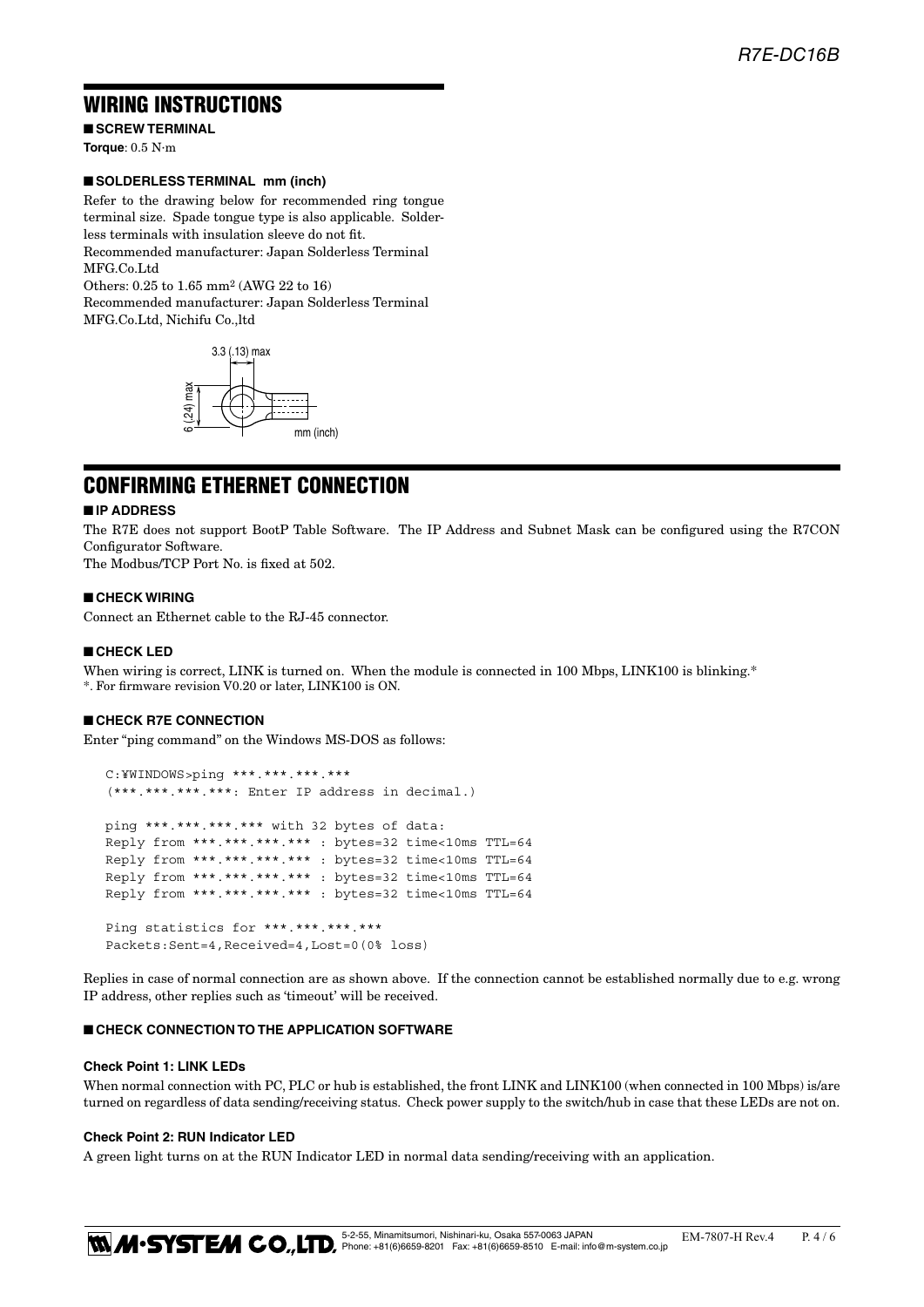## WIRING INSTRUCTIONS

■ **SCREW TERMINAL**

**Torque**: 0.5 N·m

■ **SOLDERLESS TERMINAL mm (inch)**

Refer to the drawing below for recommended ring tongue terminal size. Spade tongue type is also applicable. Solderless terminals with insulation sleeve do not fit.
Recommended manufacturer: Japan Solderless Terminal MFG.Co.Ltd
Others: 0.25 to 1.65 mm² (AWG 22 to 16)
Recommended manufacturer: Japan Solderless Terminal MFG.Co.Ltd, Nichifu Co.,ltd

3.3 (.13) max
6 (.24) max
mm (inch)

## CONFIRMING ETHERNET CONNECTION

■ **IP ADDRESS**

The R7E does not support BootP Table Software. The IP Address and Subnet Mask can be configured using the R7CON Configurator Software.
The Modbus/TCP Port No. is fixed at 502.

■ **CHECK WIRING**

Connect an Ethernet cable to the RJ-45 connector.

■ **CHECK LED**

When wiring is correct, LINK is turned on. When the module is connected in 100 Mbps, LINK100 is blinking.*
*. For firmware revision V0.20 or later, LINK100 is ON.

■ **CHECK R7E CONNECTION**

Enter "ping command" on the Windows MS-DOS as follows:

```
C:¥WINDOWS>ping ***.***.***.***
(***.***.***.***: Enter IP address in decimal.)

ping ***.***.***.*** with 32 bytes of data:
Reply from ***.***.***.*** : bytes=32 time<10ms TTL=64
Reply from ***.***.***.*** : bytes=32 time<10ms TTL=64
Reply from ***.***.***.*** : bytes=32 time<10ms TTL=64
Reply from ***.***.***.*** : bytes=32 time<10ms TTL=64

Ping statistics for ***.***.***.***
Packets:Sent=4,Received=4,Lost=0(0% loss)
```

Replies in case of normal connection are as shown above. If the connection cannot be established normally due to e.g. wrong IP address, other replies such as 'timeout' will be received.

■ **CHECK CONNECTION TO THE APPLICATION SOFTWARE**

**Check Point 1: LINK LEDs**

When normal connection with PC, PLC or hub is established, the front LINK and LINK100 (when connected in 100 Mbps) is/are turned on regardless of data sending/receiving status. Check power supply to the switch/hub in case that these LEDs are not on.

**Check Point 2: RUN Indicator LED**

A green light turns on at the RUN Indicator LED in normal data sending/receiving with an application.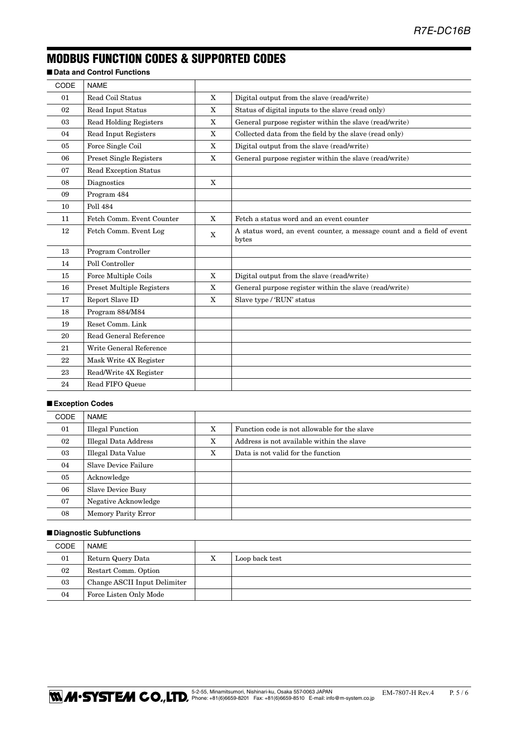## MODBUS FUNCTION CODES & SUPPORTED CODES

■ **Data and Control Functions**

| CODE | NAME | | |
|---|---|---|---|
| 01 | Read Coil Status | X | Digital output from the slave (read/write) |
| 02 | Read Input Status | X | Status of digital inputs to the slave (read only) |
| 03 | Read Holding Registers | X | General purpose register within the slave (read/write) |
| 04 | Read Input Registers | X | Collected data from the field by the slave (read only) |
| 05 | Force Single Coil | X | Digital output from the slave (read/write) |
| 06 | Preset Single Registers | X | General purpose register within the slave (read/write) |
| 07 | Read Exception Status | | |
| 08 | Diagnostics | X | |
| 09 | Program 484 | | |
| 10 | Poll 484 | | |
| 11 | Fetch Comm. Event Counter | X | Fetch a status word and an event counter |
| 12 | Fetch Comm. Event Log | X | A status word, an event counter, a message count and a field of event bytes |
| 13 | Program Controller | | |
| 14 | Poll Controller | | |
| 15 | Force Multiple Coils | X | Digital output from the slave (read/write) |
| 16 | Preset Multiple Registers | X | General purpose register within the slave (read/write) |
| 17 | Report Slave ID | X | Slave type / 'RUN' status |
| 18 | Program 884/M84 | | |
| 19 | Reset Comm. Link | | |
| 20 | Read General Reference | | |
| 21 | Write General Reference | | |
| 22 | Mask Write 4X Register | | |
| 23 | Read/Write 4X Register | | |
| 24 | Read FIFO Queue | | |

■ **Exception Codes**

| CODE | NAME | | |
|---|---|---|---|
| 01 | Illegal Function | X | Function code is not allowable for the slave |
| 02 | Illegal Data Address | X | Address is not available within the slave |
| 03 | Illegal Data Value | X | Data is not valid for the function |
| 04 | Slave Device Failure | | |
| 05 | Acknowledge | | |
| 06 | Slave Device Busy | | |
| 07 | Negative Acknowledge | | |
| 08 | Memory Parity Error | | |

■ **Diagnostic Subfunctions**

| CODE | NAME | | |
|---|---|---|---|
| 01 | Return Query Data | X | Loop back test |
| 02 | Restart Comm. Option | | |
| 03 | Change ASCII Input Delimiter | | |
| 04 | Force Listen Only Mode | | |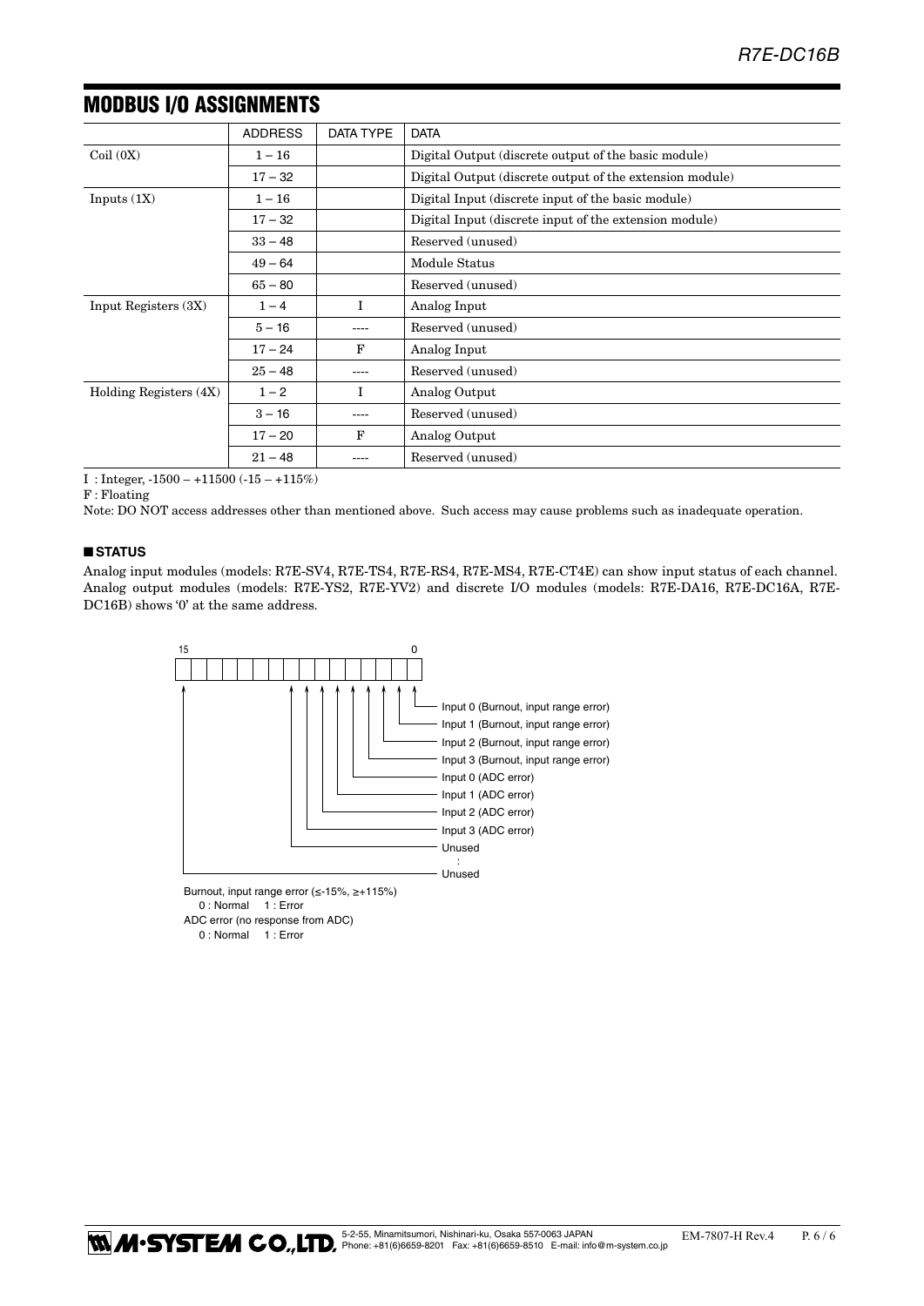## MODBUS I/O ASSIGNMENTS

| | ADDRESS | DATA TYPE | DATA |
|---|---|---|---|
| Coil (0X) | 1 – 16 | | Digital Output (discrete output of the basic module) |
| | 17 – 32 | | Digital Output (discrete output of the extension module) |
| Inputs (1X) | 1 – 16 | | Digital Input (discrete input of the basic module) |
| | 17 – 32 | | Digital Input (discrete input of the extension module) |
| | 33 – 48 | | Reserved (unused) |
| | 49 – 64 | | Module Status |
| | 65 – 80 | | Reserved (unused) |
| Input Registers (3X) | 1 – 4 | I | Analog Input |
| | 5 – 16 | ---- | Reserved (unused) |
| | 17 – 24 | F | Analog Input |
| | 25 – 48 | ---- | Reserved (unused) |
| Holding Registers (4X) | 1 – 2 | I | Analog Output |
| | 3 – 16 | ---- | Reserved (unused) |
| | 17 – 20 | F | Analog Output |
| | 21 – 48 | ---- | Reserved (unused) |

I : Integer, -1500 – +11500 (-15 – +115%)

F : Floating

Note: DO NOT access addresses other than mentioned above. Such access may cause problems such as inadequate operation.

### ■ STATUS

Analog input modules (models: R7E-SV4, R7E-TS4, R7E-RS4, R7E-MS4, R7E-CT4E) can show input status of each channel. Analog output modules (models: R7E-YS2, R7E-YV2) and discrete I/O modules (models: R7E-DA16, R7E-DC16A, R7E-DC16B) shows '0' at the same address.

15
0

Input 0 (Burnout, input range error)
Input 1 (Burnout, input range error)
Input 2 (Burnout, input range error)
Input 3 (Burnout, input range error)
Input 0 (ADC error)
Input 1 (ADC error)
Input 2 (ADC error)
Input 3 (ADC error)
Unused
:
Unused

Burnout, input range error (≤-15%, ≥+115%)
0 : Normal 1 : Error
ADC error (no response from ADC)
0 : Normal 1 : Error